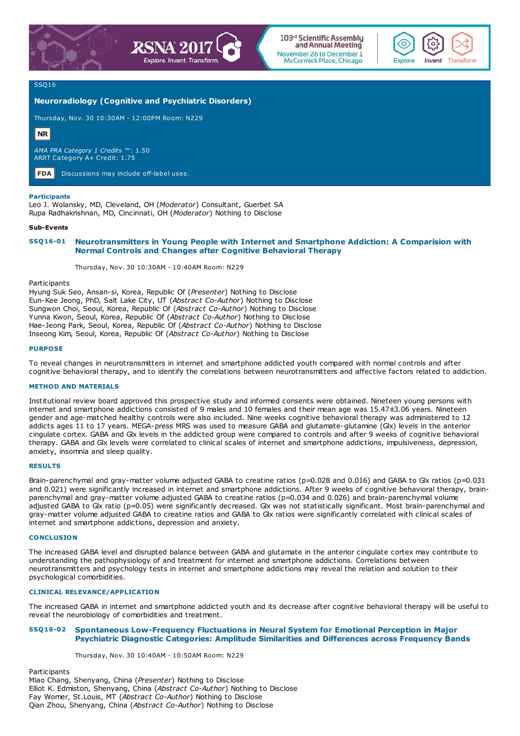SSQ16

## Neuroradiology (Cognitive and Psychiatric Disorders)

Thursday, Nov. 30 10:30AM - 12:00PM Room: N229

**NR**

*AMA PRA Category 1 Credits* ™: 1.50
ARRT Category A+ Credit: 1.75

**FDA** Discussions may include off-label uses.

**Participants**
Leo J. Wolansky, MD, Cleveland, OH (*Moderator*) Consultant, Guerbet SA
Rupa Radhakrishnan, MD, Cincinnati, OH (*Moderator*) Nothing to Disclose

**Sub-Events**

### SSQ16-01 Neurotransmitters in Young People with Internet and Smartphone Addiction: A Comparision with Normal Controls and Changes after Cognitive Behavioral Therapy

Thursday, Nov. 30 10:30AM - 10:40AM Room: N229

Participants
Hyung Suk Seo, Ansan-si, Korea, Republic Of (*Presenter*) Nothing to Disclose
Eun-Kee Jeong, PhD, Salt Lake City, UT (*Abstract Co-Author*) Nothing to Disclose
Sungwon Choi, Seoul, Korea, Republic Of (*Abstract Co-Author*) Nothing to Disclose
Yunna Kwon, Seoul, Korea, Republic Of (*Abstract Co-Author*) Nothing to Disclose
Hae-Jeong Park, Seoul, Korea, Republic Of (*Abstract Co-Author*) Nothing to Disclose
Inseong Kim, Seoul, Korea, Republic Of (*Abstract Co-Author*) Nothing to Disclose

**PURPOSE**

To reveal changes in neurotransmitters in internet and smartphone addicted youth compared with normal controls and after cognitive behavioral therapy, and to identify the correlations between neurotransmitters and affective factors related to addiction.

**METHOD AND MATERIALS**

Institutional review board approved this prospective study and informed consents were obtained. Nineteen young persons with internet and smartphone addictions consisted of 9 males and 10 females and their mean age was 15.47±3.06 years. Nineteen gender and age-matched healthy controls were also included. Nine weeks cognitive behavioral therapy was administered to 12 addicts ages 11 to 17 years. MEGA-press MRS was used to measure GABA and glutamate-glutamine (Glx) levels in the anterior cingulate cortex. GABA and Glx levels in the addicted group were compared to controls and after 9 weeks of cognitive behavioral therapy. GABA and Glx levels were correlated to clinical scales of internet and smartphone addictions, impulsiveness, depression, anxiety, insomnia and sleep quality.

**RESULTS**

Brain-parenchymal and gray-matter volume adjusted GABA to creatine ratios (p=0.028 and 0.016) and GABA to Glx ratios (p=0.031 and 0.021) were significantly increased in internet and smartphone addictions. After 9 weeks of cognitive behavioral therapy, brain-parenchymal and gray-matter volume adjusted GABA to creatine ratios (p=0.034 and 0.026) and brain-parenchymal volume adjusted GABA to Glx ratio (p=0.05) were significantly decreased. Glx was not statistically significant. Most brain-parenchymal and gray-matter volume adjusted GABA to creatine ratios and GABA to Glx ratios were significantly correlated with clinical scales of internet and smartphone addictions, depression and anxiety.

**CONCLUSION**

The increased GABA level and disrupted balance between GABA and glutamate in the anterior cingulate cortex may contribute to understanding the pathophysiology of and treatment for internet and smartphone addictions. Correlations between neurotransmitters and psychology tests in internet and smartphone addictions may reveal the relation and solution to their psychological comorbidities.

**CLINICAL RELEVANCE/APPLICATION**

The increased GABA in internet and smartphone addicted youth and its decrease after cognitive behavioral therapy will be useful to reveal the neurobiology of comorbidities and treatment.

### SSQ16-02 Spontaneous Low-Frequency Fluctuations in Neural System for Emotional Perception in Major Psychiatric Diagnostic Categories: Amplitude Similarities and Differences across Frequency Bands

Thursday, Nov. 30 10:40AM - 10:50AM Room: N229

Participants
Miao Chang, Shenyang, China (*Presenter*) Nothing to Disclose
Elliot K. Edmiston, Shenyang, China (*Abstract Co-Author*) Nothing to Disclose
Fay Womer, St.Louis, MT (*Abstract Co-Author*) Nothing to Disclose
Qian Zhou, Shenyang, China (*Abstract Co-Author*) Nothing to Disclose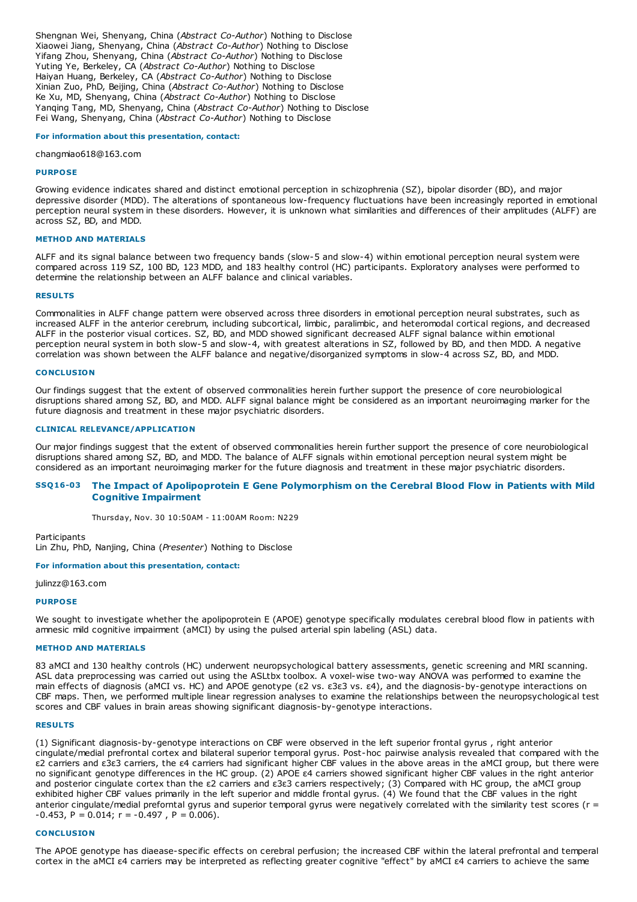Shengnan Wei, Shenyang, China (*Abstract Co-Author*) Nothing to Disclose
Xiaowei Jiang, Shenyang, China (*Abstract Co-Author*) Nothing to Disclose
Yifang Zhou, Shenyang, China (*Abstract Co-Author*) Nothing to Disclose
Yuting Ye, Berkeley, CA (*Abstract Co-Author*) Nothing to Disclose
Haiyan Huang, Berkeley, CA (*Abstract Co-Author*) Nothing to Disclose
Xinian Zuo, PhD, Beijing, China (*Abstract Co-Author*) Nothing to Disclose
Ke Xu, MD, Shenyang, China (*Abstract Co-Author*) Nothing to Disclose
Yanqing Tang, MD, Shenyang, China (*Abstract Co-Author*) Nothing to Disclose
Fei Wang, Shenyang, China (*Abstract Co-Author*) Nothing to Disclose

#### For information about this presentation, contact:

changmiao618@163.com

#### PURPOSE

Growing evidence indicates shared and distinct emotional perception in schizophrenia (SZ), bipolar disorder (BD), and major depressive disorder (MDD). The alterations of spontaneous low-frequency fluctuations have been increasingly reported in emotional perception neural system in these disorders. However, it is unknown what similarities and differences of their amplitudes (ALFF) are across SZ, BD, and MDD.

#### METHOD AND MATERIALS

ALFF and its signal balance between two frequency bands (slow-5 and slow-4) within emotional perception neural system were compared across 119 SZ, 100 BD, 123 MDD, and 183 healthy control (HC) participants. Exploratory analyses were performed to determine the relationship between an ALFF balance and clinical variables.

#### RESULTS

Commonalities in ALFF change pattern were observed across three disorders in emotional perception neural substrates, such as increased ALFF in the anterior cerebrum, including subcortical, limbic, paralimbic, and heteromodal cortical regions, and decreased ALFF in the posterior visual cortices. SZ, BD, and MDD showed significant decreased ALFF signal balance within emotional perception neural system in both slow-5 and slow-4, with greatest alterations in SZ, followed by BD, and then MDD. A negative correlation was shown between the ALFF balance and negative/disorganized symptoms in slow-4 across SZ, BD, and MDD.

#### CONCLUSION

Our findings suggest that the extent of observed commonalities herein further support the presence of core neurobiological disruptions shared among SZ, BD, and MDD. ALFF signal balance might be considered as an important neuroimaging marker for the future diagnosis and treatment in these major psychiatric disorders.

#### CLINICAL RELEVANCE/APPLICATION

Our major findings suggest that the extent of observed commonalities herein further support the presence of core neurobiological disruptions shared among SZ, BD, and MDD. The balance of ALFF signals within emotional perception neural system might be considered as an important neuroimaging marker for the future diagnosis and treatment in these major psychiatric disorders.

### SSQ16-03 The Impact of Apolipoprotein E Gene Polymorphism on the Cerebral Blood Flow in Patients with Mild Cognitive Impairment

Thursday, Nov. 30 10:50AM - 11:00AM Room: N229

Participants
Lin Zhu, PhD, Nanjing, China (*Presenter*) Nothing to Disclose

#### For information about this presentation, contact:

julinzz@163.com

#### PURPOSE

We sought to investigate whether the apolipoprotein E (APOE) genotype specifically modulates cerebral blood flow in patients with amnesic mild cognitive impairment (aMCI) by using the pulsed arterial spin labeling (ASL) data.

#### METHOD AND MATERIALS

83 aMCI and 130 healthy controls (HC) underwent neuropsychological battery assessments, genetic screening and MRI scanning. ASL data preprocessing was carried out using the ASLtbx toolbox. A voxel-wise two-way ANOVA was performed to examine the main effects of diagnosis (aMCI vs. HC) and APOE genotype (ε2 vs. ε3ε3 vs. ε4), and the diagnosis-by-genotype interactions on CBF maps. Then, we performed multiple linear regression analyses to examine the relationships between the neuropsychological test scores and CBF values in brain areas showing significant diagnosis-by-genotype interactions.

#### RESULTS

(1) Significant diagnosis-by-genotype interactions on CBF were observed in the left superior frontal gyrus , right anterior cingulate/medial prefrontal cortex and bilateral superior temporal gyrus. Post-hoc pairwise analysis revealed that compared with the ε2 carriers and ε3ε3 carriers, the ε4 carriers had significant higher CBF values in the above areas in the aMCI group, but there were no significant genotype differences in the HC group. (2) APOE ε4 carriers showed significant higher CBF values in the right anterior and posterior cingulate cortex than the ε2 carriers and ε3ε3 carriers respectively; (3) Compared with HC group, the aMCI group exhibited higher CBF values primarily in the left superior and middle frontal gyrus. (4) We found that the CBF values in the right anterior cingulate/medial prefornal gyrus and superior temporal gyrus were negatively correlated with the similarity test scores ($r = -0.453$, $P = 0.014$; $r = -0.497$ , $P = 0.006$).

#### CONCLUSION

The APOE genotype has diaease-specific effects on cerebral perfusion; the increased CBF within the lateral prefrontal and temperal cortex in the aMCI ε4 carriers may be interpreted as reflecting greater cognitive "effect" by aMCI ε4 carriers to achieve the same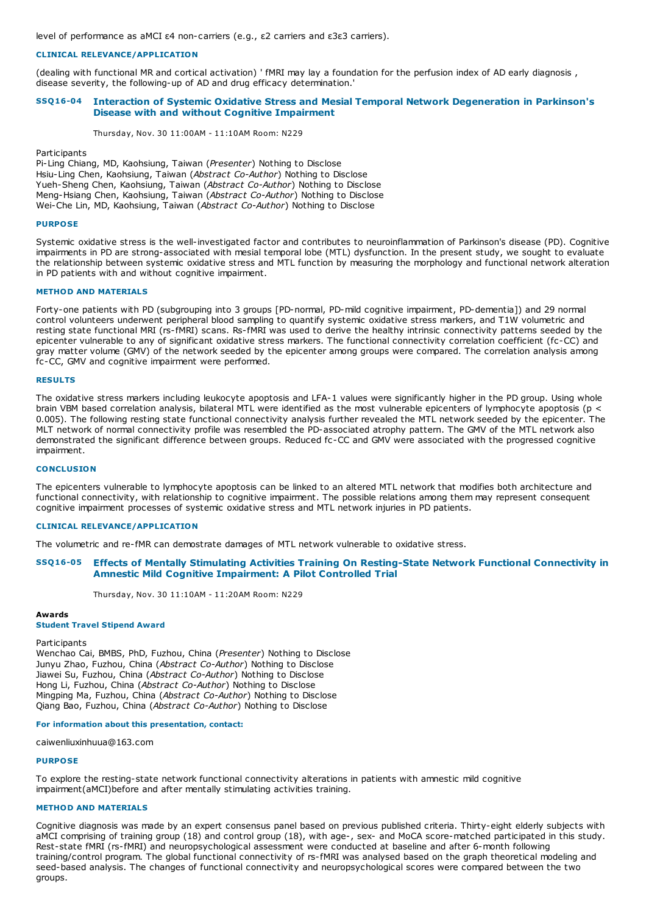level of performance as aMCI ε4 non-carriers (e.g., ε2 carriers and ε3ε3 carriers).

#### CLINICAL RELEVANCE/APPLICATION

(dealing with functional MR and cortical activation) ' fMRI may lay a foundation for the perfusion index of AD early diagnosis , disease severity, the following-up of AD and drug efficacy determination.'

### SSQ16-04 Interaction of Systemic Oxidative Stress and Mesial Temporal Network Degeneration in Parkinson's Disease with and without Cognitive Impairment

Thursday, Nov. 30 11:00AM - 11:10AM Room: N229

Participants
Pi-Ling Chiang, MD, Kaohsiung, Taiwan (*Presenter*) Nothing to Disclose
Hsiu-Ling Chen, Kaohsiung, Taiwan (*Abstract Co-Author*) Nothing to Disclose
Yueh-Sheng Chen, Kaohsiung, Taiwan (*Abstract Co-Author*) Nothing to Disclose
Meng-Hsiang Chen, Kaohsiung, Taiwan (*Abstract Co-Author*) Nothing to Disclose
Wei-Che Lin, MD, Kaohsiung, Taiwan (*Abstract Co-Author*) Nothing to Disclose

#### PURPOSE

Systemic oxidative stress is the well-investigated factor and contributes to neuroinflammation of Parkinson's disease (PD). Cognitive impairments in PD are strong-associated with mesial temporal lobe (MTL) dysfunction. In the present study, we sought to evaluate the relationship between systemic oxidative stress and MTL function by measuring the morphology and functional network alteration in PD patients with and without cognitive impairment.

#### METHOD AND MATERIALS

Forty-one patients with PD (subgrouping into 3 groups [PD-normal, PD-mild cognitive impairment, PD-dementia]) and 29 normal control volunteers underwent peripheral blood sampling to quantify systemic oxidative stress markers, and T1W volumetric and resting state functional MRI (rs-fMRI) scans. Rs-fMRI was used to derive the healthy intrinsic connectivity patterns seeded by the epicenter vulnerable to any of significant oxidative stress markers. The functional connectivity correlation coefficient (fc-CC) and gray matter volume (GMV) of the network seeded by the epicenter among groups were compared. The correlation analysis among fc-CC, GMV and cognitive impairment were performed.

#### RESULTS

The oxidative stress markers including leukocyte apoptosis and LFA-1 values were significantly higher in the PD group. Using whole brain VBM based correlation analysis, bilateral MTL were identified as the most vulnerable epicenters of lymphocyte apoptosis ($p < 0.005$). The following resting state functional connectivity analysis further revealed the MTL network seeded by the epicenter. The MLT network of normal connectivity profile was resembled the PD-associated atrophy pattern. The GMV of the MTL network also demonstrated the significant difference between groups. Reduced fc-CC and GMV were associated with the progressed cognitive impairment.

#### CONCLUSION

The epicenters vulnerable to lymphocyte apoptosis can be linked to an altered MTL network that modifies both architecture and functional connectivity, with relationship to cognitive impairment. The possible relations among them may represent consequent cognitive impairment processes of systemic oxidative stress and MTL network injuries in PD patients.

#### CLINICAL RELEVANCE/APPLICATION

The volumetric and re-fMR can demostrate damages of MTL network vulnerable to oxidative stress.

### SSQ16-05 Effects of Mentally Stimulating Activities Training On Resting-State Network Functional Connectivity in Amnestic Mild Cognitive Impairment: A Pilot Controlled Trial

Thursday, Nov. 30 11:10AM - 11:20AM Room: N229

**Awards**
**Student Travel Stipend Award**

Participants
Wenchao Cai, BMBS, PhD, Fuzhou, China (*Presenter*) Nothing to Disclose
Junyu Zhao, Fuzhou, China (*Abstract Co-Author*) Nothing to Disclose
Jiawei Su, Fuzhou, China (*Abstract Co-Author*) Nothing to Disclose
Hong Li, Fuzhou, China (*Abstract Co-Author*) Nothing to Disclose
Mingping Ma, Fuzhou, China (*Abstract Co-Author*) Nothing to Disclose
Qiang Bao, Fuzhou, China (*Abstract Co-Author*) Nothing to Disclose

**For information about this presentation, contact:**

caiwenliuxinhuua@163.com

#### PURPOSE

To explore the resting-state network functional connectivity alterations in patients with amnestic mild cognitive impairment(aMCI)before and after mentally stimulating activities training.

#### METHOD AND MATERIALS

Cognitive diagnosis was made by an expert consensus panel based on previous published criteria. Thirty-eight elderly subjects with aMCI comprising of training group (18) and control group (18), with age-, sex- and MoCA score-matched participated in this study. Rest-state fMRI (rs-fMRI) and neuropsychological assessment were conducted at baseline and after 6-month following training/control program. The global functional connectivity of rs-fMRI was analysed based on the graph theoretical modeling and seed-based analysis. The changes of functional connectivity and neuropsychological scores were compared between the two groups.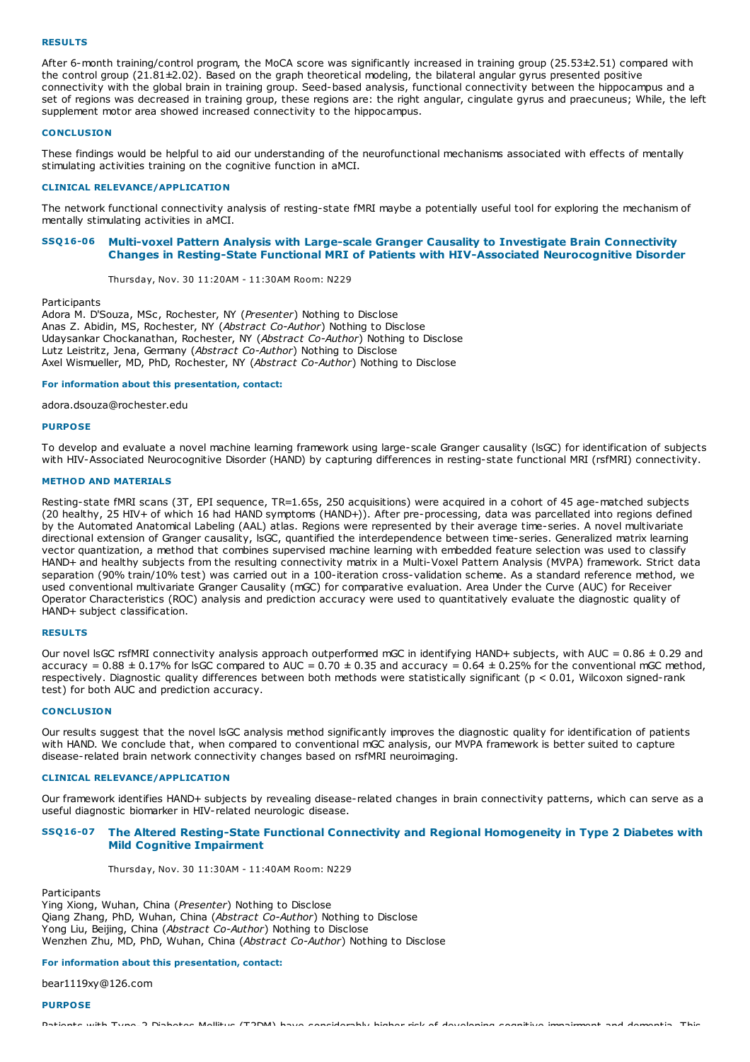#### RESULTS

After 6-month training/control program, the MoCA score was significantly increased in training group (25.53±2.51) compared with the control group (21.81±2.02). Based on the graph theoretical modeling, the bilateral angular gyrus presented positive connectivity with the global brain in training group. Seed-based analysis, functional connectivity between the hippocampus and a set of regions was decreased in training group, these regions are: the right angular, cingulate gyrus and praecuneus; While, the left supplement motor area showed increased connectivity to the hippocampus.

#### CONCLUSION

These findings would be helpful to aid our understanding of the neurofunctional mechanisms associated with effects of mentally stimulating activities training on the cognitive function in aMCI.

#### CLINICAL RELEVANCE/APPLICATION

The network functional connectivity analysis of resting-state fMRI maybe a potentially useful tool for exploring the mechanism of mentally stimulating activities in aMCI.

### SSQ16-06 Multi-voxel Pattern Analysis with Large-scale Granger Causality to Investigate Brain Connectivity Changes in Resting-State Functional MRI of Patients with HIV-Associated Neurocognitive Disorder

Thursday, Nov. 30 11:20AM - 11:30AM Room: N229

Participants
Adora M. D'Souza, MSc, Rochester, NY (*Presenter*) Nothing to Disclose
Anas Z. Abidin, MS, Rochester, NY (*Abstract Co-Author*) Nothing to Disclose
Udaysankar Chockanathan, Rochester, NY (*Abstract Co-Author*) Nothing to Disclose
Lutz Leistritz, Jena, Germany (*Abstract Co-Author*) Nothing to Disclose
Axel Wismueller, MD, PhD, Rochester, NY (*Abstract Co-Author*) Nothing to Disclose

#### For information about this presentation, contact:

adora.dsouza@rochester.edu

#### PURPOSE

To develop and evaluate a novel machine learning framework using large-scale Granger causality (lsGC) for identification of subjects with HIV-Associated Neurocognitive Disorder (HAND) by capturing differences in resting-state functional MRI (rsfMRI) connectivity.

#### METHOD AND MATERIALS

Resting-state fMRI scans (3T, EPI sequence, TR=1.65s, 250 acquisitions) were acquired in a cohort of 45 age-matched subjects (20 healthy, 25 HIV+ of which 16 had HAND symptoms (HAND+)). After pre-processing, data was parcellated into regions defined by the Automated Anatomical Labeling (AAL) atlas. Regions were represented by their average time-series. A novel multivariate directional extension of Granger causality, lsGC, quantified the interdependence between time-series. Generalized matrix learning vector quantization, a method that combines supervised machine learning with embedded feature selection was used to classify HAND+ and healthy subjects from the resulting connectivity matrix in a Multi-Voxel Pattern Analysis (MVPA) framework. Strict data separation (90% train/10% test) was carried out in a 100-iteration cross-validation scheme. As a standard reference method, we used conventional multivariate Granger Causality (mGC) for comparative evaluation. Area Under the Curve (AUC) for Receiver Operator Characteristics (ROC) analysis and prediction accuracy were used to quantitatively evaluate the diagnostic quality of HAND+ subject classification.

#### RESULTS

Our novel lsGC rsfMRI connectivity analysis approach outperformed mGC in identifying HAND+ subjects, with AUC = 0.86 ± 0.29 and accuracy = 0.88 ± 0.17% for lsGC compared to AUC = 0.70 ± 0.35 and accuracy = 0.64 ± 0.25% for the conventional mGC method, respectively. Diagnostic quality differences between both methods were statistically significant ($p < 0.01$, Wilcoxon signed-rank test) for both AUC and prediction accuracy.

#### CONCLUSION

Our results suggest that the novel lsGC analysis method significantly improves the diagnostic quality for identification of patients with HAND. We conclude that, when compared to conventional mGC analysis, our MVPA framework is better suited to capture disease-related brain network connectivity changes based on rsfMRI neuroimaging.

#### CLINICAL RELEVANCE/APPLICATION

Our framework identifies HAND+ subjects by revealing disease-related changes in brain connectivity patterns, which can serve as a useful diagnostic biomarker in HIV-related neurologic disease.

### SSQ16-07 The Altered Resting-State Functional Connectivity and Regional Homogeneity in Type 2 Diabetes with Mild Cognitive Impairment

Thursday, Nov. 30 11:30AM - 11:40AM Room: N229

Participants
Ying Xiong, Wuhan, China (*Presenter*) Nothing to Disclose
Qiang Zhang, PhD, Wuhan, China (*Abstract Co-Author*) Nothing to Disclose
Yong Liu, Beijing, China (*Abstract Co-Author*) Nothing to Disclose
Wenzhen Zhu, MD, PhD, Wuhan, China (*Abstract Co-Author*) Nothing to Disclose

#### For information about this presentation, contact:

bear1119xy@126.com

#### PURPOSE

Patients with Type 2 Diabetes Mellitus (T2DM) have considerably higher risk of developing cognitive impairment and dementia. This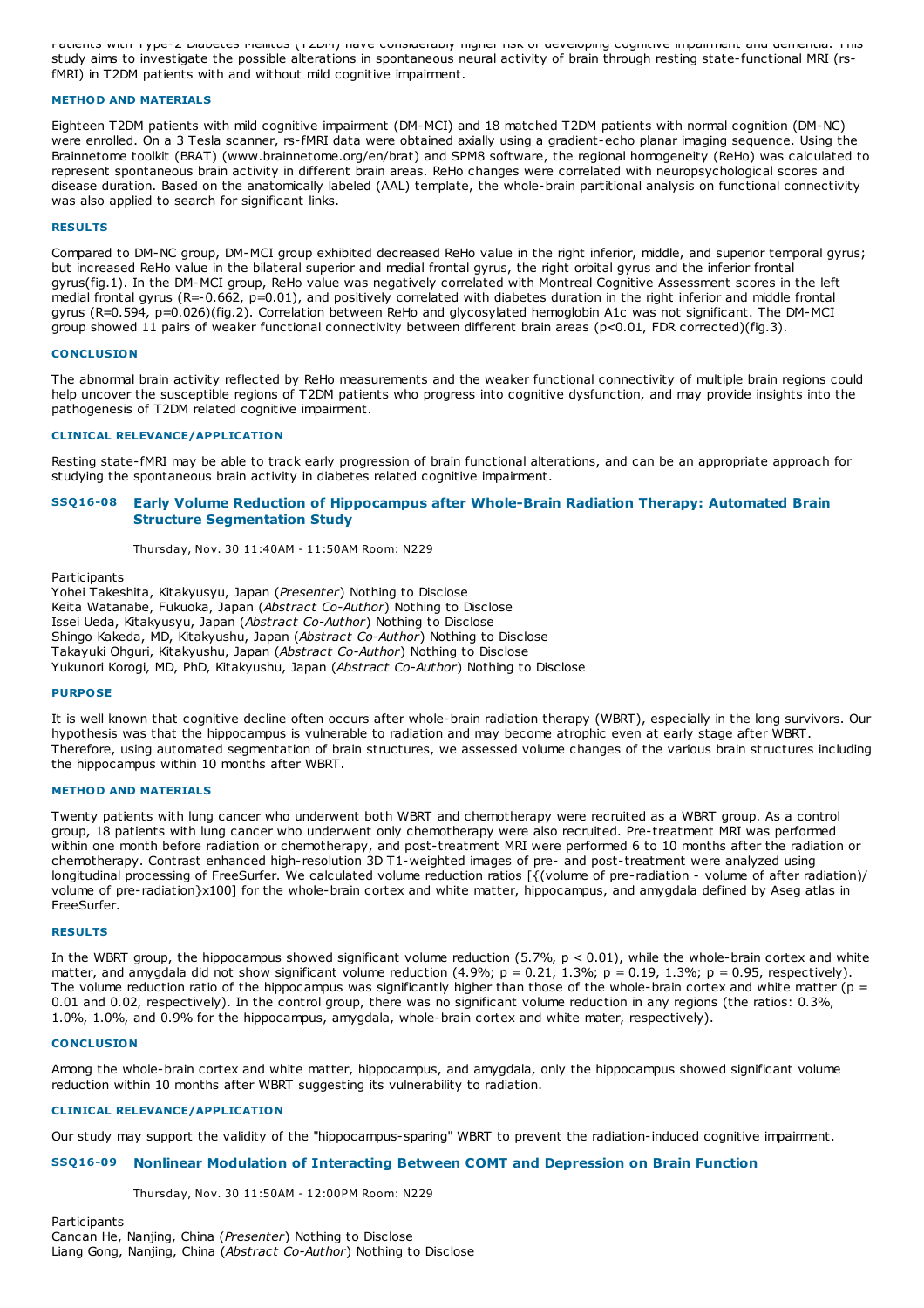Patients with Type-2 Diabetes Mellitus (T2DM) have considerably higher risk of developing cognitive impairment and dementia. This study aims to investigate the possible alterations in spontaneous neural activity of brain through resting state-functional MRI (rs-fMRI) in T2DM patients with and without mild cognitive impairment.

#### METHOD AND MATERIALS

Eighteen T2DM patients with mild cognitive impairment (DM-MCI) and 18 matched T2DM patients with normal cognition (DM-NC) were enrolled. On a 3 Tesla scanner, rs-fMRI data were obtained axially using a gradient-echo planar imaging sequence. Using the Brainnetome toolkit (BRAT) (www.brainnetome.org/en/brat) and SPM8 software, the regional homogeneity (ReHo) was calculated to represent spontaneous brain activity in different brain areas. ReHo changes were correlated with neuropsychological scores and disease duration. Based on the anatomically labeled (AAL) template, the whole-brain partitional analysis on functional connectivity was also applied to search for significant links.

#### RESULTS

Compared to DM-NC group, DM-MCI group exhibited decreased ReHo value in the right inferior, middle, and superior temporal gyrus; but increased ReHo value in the bilateral superior and medial frontal gyrus, the right orbital gyrus and the inferior frontal gyrus(fig.1). In the DM-MCI group, ReHo value was negatively correlated with Montreal Cognitive Assessment scores in the left medial frontal gyrus (R=-0.662, p=0.01), and positively correlated with diabetes duration in the right inferior and middle frontal gyrus (R=0.594, p=0.026)(fig.2). Correlation between ReHo and glycosylated hemoglobin A1c was not significant. The DM-MCI group showed 11 pairs of weaker functional connectivity between different brain areas ($p<0.01$, FDR corrected)(fig.3).

#### CONCLUSION

The abnormal brain activity reflected by ReHo measurements and the weaker functional connectivity of multiple brain regions could help uncover the susceptible regions of T2DM patients who progress into cognitive dysfunction, and may provide insights into the pathogenesis of T2DM related cognitive impairment.

#### CLINICAL RELEVANCE/APPLICATION

Resting state-fMRI may be able to track early progression of brain functional alterations, and can be an appropriate approach for studying the spontaneous brain activity in diabetes related cognitive impairment.

### SSQ16-08 Early Volume Reduction of Hippocampus after Whole-Brain Radiation Therapy: Automated Brain Structure Segmentation Study

Thursday, Nov. 30 11:40AM - 11:50AM Room: N229

Participants
Yohei Takeshita, Kitakyusyu, Japan (*Presenter*) Nothing to Disclose
Keita Watanabe, Fukuoka, Japan (*Abstract Co-Author*) Nothing to Disclose
Issei Ueda, Kitakyusyu, Japan (*Abstract Co-Author*) Nothing to Disclose
Shingo Kakeda, MD, Kitakyushu, Japan (*Abstract Co-Author*) Nothing to Disclose
Takayuki Ohguri, Kitakyushu, Japan (*Abstract Co-Author*) Nothing to Disclose
Yukunori Korogi, MD, PhD, Kitakyushu, Japan (*Abstract Co-Author*) Nothing to Disclose

#### PURPOSE

It is well known that cognitive decline often occurs after whole-brain radiation therapy (WBRT), especially in the long survivors. Our hypothesis was that the hippocampus is vulnerable to radiation and may become atrophic even at early stage after WBRT. Therefore, using automated segmentation of brain structures, we assessed volume changes of the various brain structures including the hippocampus within 10 months after WBRT.

#### METHOD AND MATERIALS

Twenty patients with lung cancer who underwent both WBRT and chemotherapy were recruited as a WBRT group. As a control group, 18 patients with lung cancer who underwent only chemotherapy were also recruited. Pre-treatment MRI was performed within one month before radiation or chemotherapy, and post-treatment MRI were performed 6 to 10 months after the radiation or chemotherapy. Contrast enhanced high-resolution 3D T1-weighted images of pre- and post-treatment were analyzed using longitudinal processing of FreeSurfer. We calculated volume reduction ratios [{(volume of pre-radiation - volume of after radiation)/ volume of pre-radiation}x100] for the whole-brain cortex and white matter, hippocampus, and amygdala defined by Aseg atlas in FreeSurfer.

#### RESULTS

In the WBRT group, the hippocampus showed significant volume reduction (5.7%, $p < 0.01$), while the whole-brain cortex and white matter, and amygdala did not show significant volume reduction (4.9%; $p = 0.21$, 1.3%; $p = 0.19$, 1.3%; $p = 0.95$, respectively). The volume reduction ratio of the hippocampus was significantly higher than those of the whole-brain cortex and white matter ($p =$ 0.01 and 0.02, respectively). In the control group, there was no significant volume reduction in any regions (the ratios: 0.3%, 1.0%, 1.0%, and 0.9% for the hippocampus, amygdala, whole-brain cortex and white mater, respectively).

#### CONCLUSION

Among the whole-brain cortex and white matter, hippocampus, and amygdala, only the hippocampus showed significant volume reduction within 10 months after WBRT suggesting its vulnerability to radiation.

#### CLINICAL RELEVANCE/APPLICATION

Our study may support the validity of the "hippocampus-sparing" WBRT to prevent the radiation-induced cognitive impairment.

### SSQ16-09 Nonlinear Modulation of Interacting Between COMT and Depression on Brain Function

Thursday, Nov. 30 11:50AM - 12:00PM Room: N229

Participants
Cancan He, Nanjing, China (*Presenter*) Nothing to Disclose
Liang Gong, Nanjing, China (*Abstract Co-Author*) Nothing to Disclose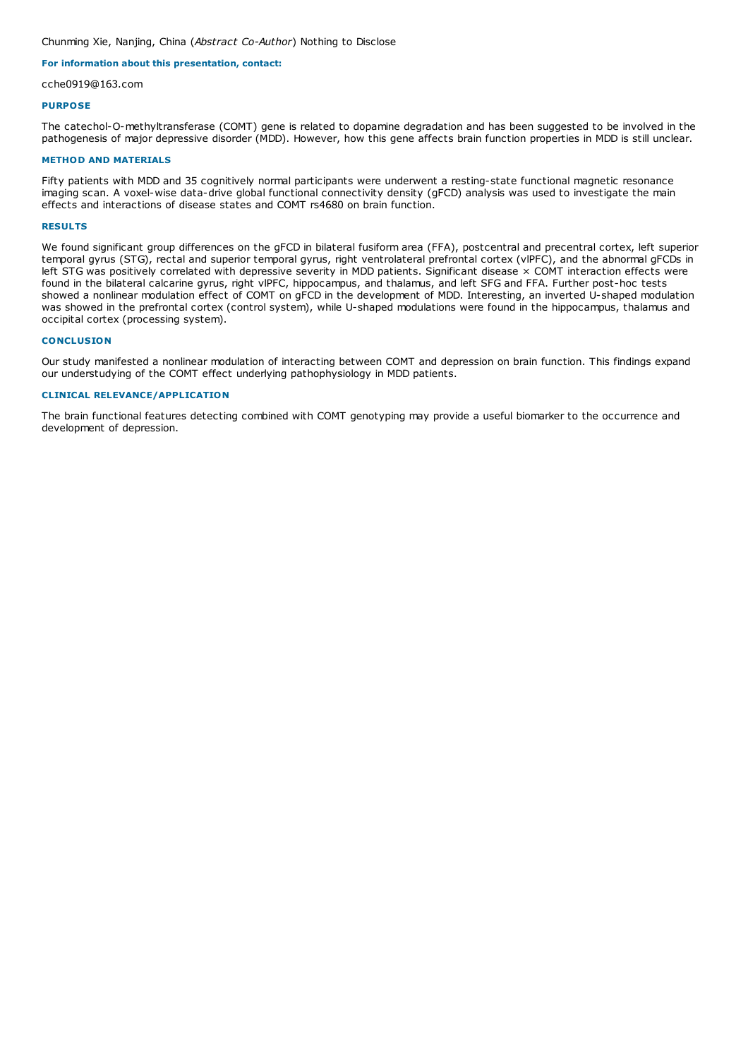Chunming Xie, Nanjing, China (*Abstract Co-Author*) Nothing to Disclose

**For information about this presentation, contact:**

cche0919@163.com

### PURPOSE

The catechol-O-methyltransferase (COMT) gene is related to dopamine degradation and has been suggested to be involved in the pathogenesis of major depressive disorder (MDD). However, how this gene affects brain function properties in MDD is still unclear.

### METHOD AND MATERIALS

Fifty patients with MDD and 35 cognitively normal participants were underwent a resting-state functional magnetic resonance imaging scan. A voxel-wise data-drive global functional connectivity density (gFCD) analysis was used to investigate the main effects and interactions of disease states and COMT rs4680 on brain function.

### RESULTS

We found significant group differences on the gFCD in bilateral fusiform area (FFA), postcentral and precentral cortex, left superior temporal gyrus (STG), rectal and superior temporal gyrus, right ventrolateral prefrontal cortex (vlPFC), and the abnormal gFCDs in left STG was positively correlated with depressive severity in MDD patients. Significant disease × COMT interaction effects were found in the bilateral calcarine gyrus, right vlPFC, hippocampus, and thalamus, and left SFG and FFA. Further post-hoc tests showed a nonlinear modulation effect of COMT on gFCD in the development of MDD. Interesting, an inverted U-shaped modulation was showed in the prefrontal cortex (control system), while U-shaped modulations were found in the hippocampus, thalamus and occipital cortex (processing system).

### CONCLUSION

Our study manifested a nonlinear modulation of interacting between COMT and depression on brain function. This findings expand our understudying of the COMT effect underlying pathophysiology in MDD patients.

### CLINICAL RELEVANCE/APPLICATION

The brain functional features detecting combined with COMT genotyping may provide a useful biomarker to the occurrence and development of depression.